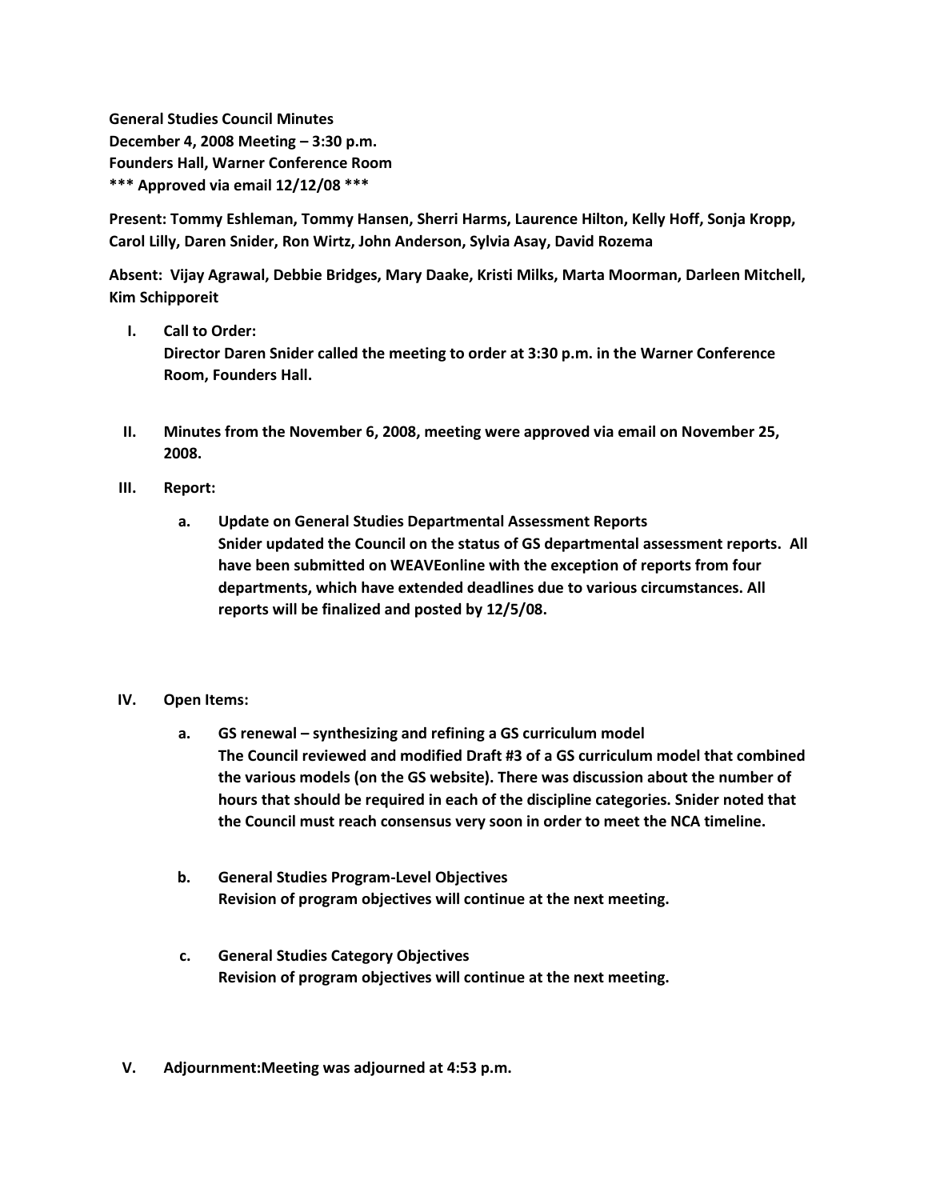**General Studies Council Minutes**
**December 4, 2008 Meeting – 3:30 p.m.**
**Founders Hall, Warner Conference Room**
**\*\*\* Approved via email 12/12/08 \*\*\***

**Present: Tommy Eshleman, Tommy Hansen, Sherri Harms, Laurence Hilton, Kelly Hoff, Sonja Kropp, Carol Lilly, Daren Snider, Ron Wirtz, John Anderson, Sylvia Asay, David Rozema**

**Absent: Vijay Agrawal, Debbie Bridges, Mary Daake, Kristi Milks, Marta Moorman, Darleen Mitchell, Kim Schipporeit**

I. **Call to Order:**
   **Director Daren Snider called the meeting to order at 3:30 p.m. in the Warner Conference Room, Founders Hall.**

II. **Minutes from the November 6, 2008, meeting were approved via email on November 25, 2008.**

III. **Report:**

   a. **Update on General Studies Departmental Assessment Reports**
      **Snider updated the Council on the status of GS departmental assessment reports. All have been submitted on WEAVEonline with the exception of reports from four departments, which have extended deadlines due to various circumstances. All reports will be finalized and posted by 12/5/08.**

IV. **Open Items:**

   a. **GS renewal – synthesizing and refining a GS curriculum model**
      **The Council reviewed and modified Draft #3 of a GS curriculum model that combined the various models (on the GS website). There was discussion about the number of hours that should be required in each of the discipline categories. Snider noted that the Council must reach consensus very soon in order to meet the NCA timeline.**

   b. **General Studies Program-Level Objectives**
      **Revision of program objectives will continue at the next meeting.**

   c. **General Studies Category Objectives**
      **Revision of program objectives will continue at the next meeting.**

V. **Adjournment:Meeting was adjourned at 4:53 p.m.**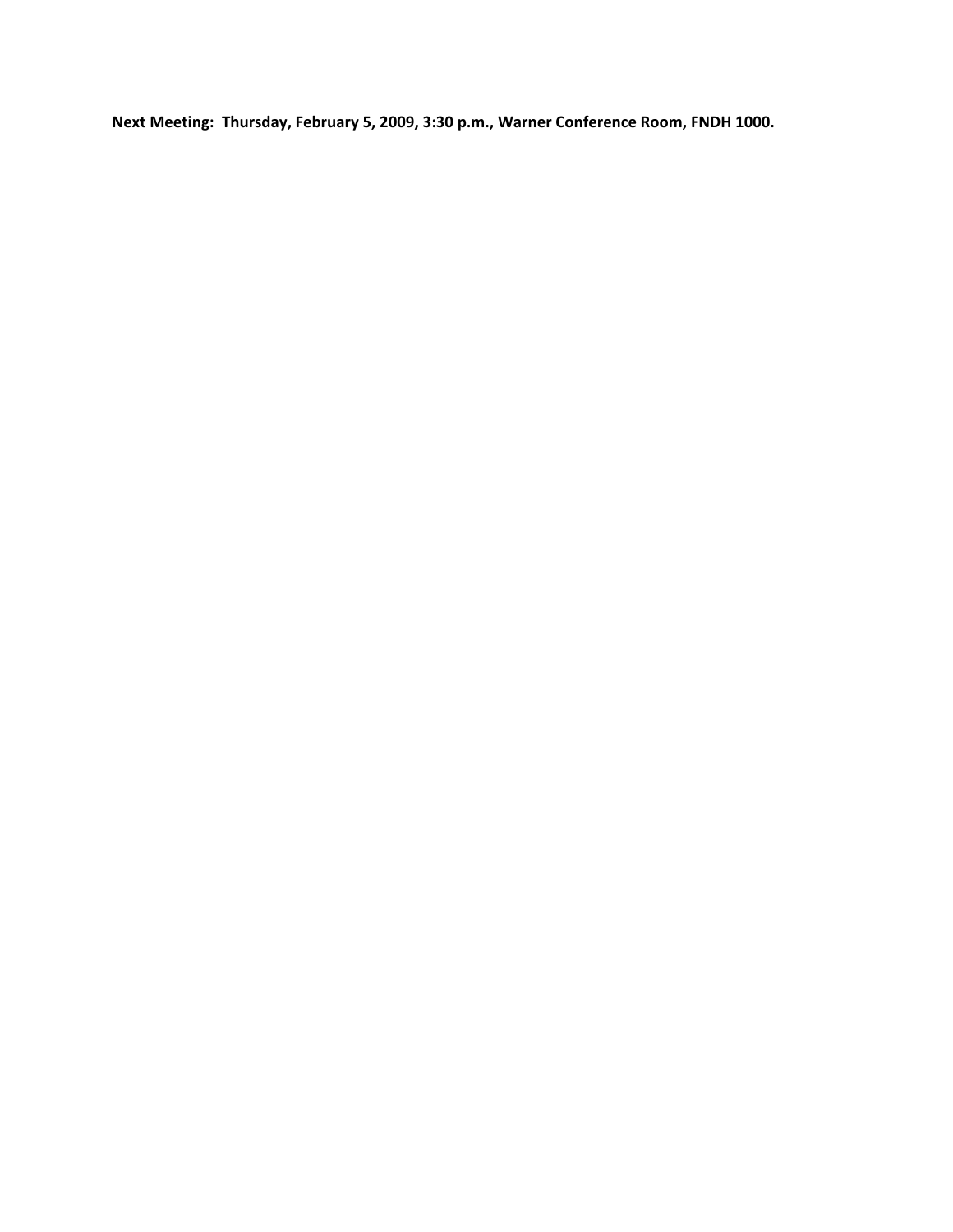**Next Meeting: Thursday, February 5, 2009, 3:30 p.m., Warner Conference Room, FNDH 1000.**